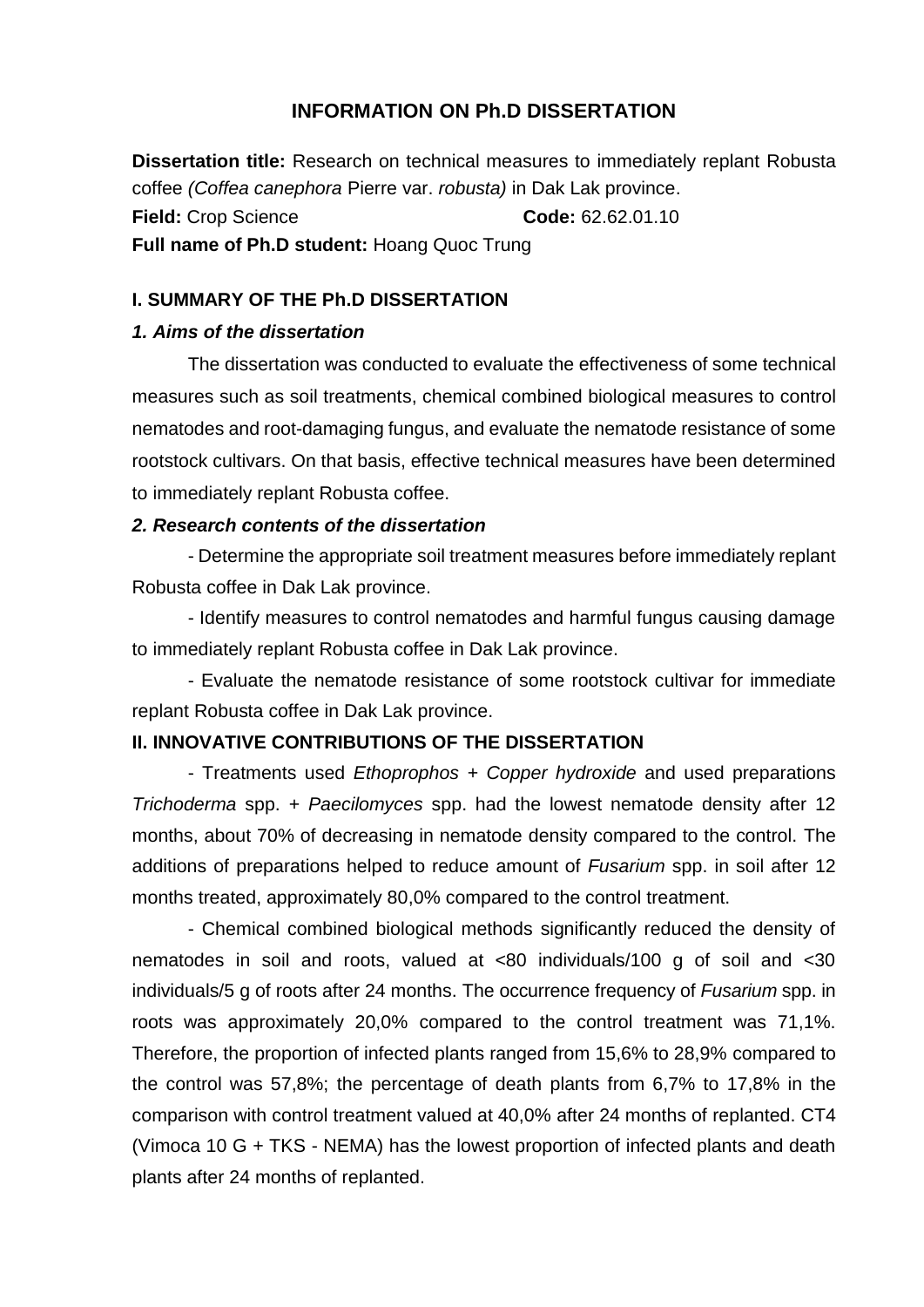# INFORMATION ON Ph.D DISSERTATION

**Dissertation title:** Research on technical measures to immediately replant Robusta coffee *(Coffea canephora* Pierre var. *robusta)* in Dak Lak province.

**Field:** Crop Science **Code:** 62.62.01.10

**Full name of Ph.D student:** Hoang Quoc Trung

## I. SUMMARY OF THE Ph.D DISSERTATION

### *1. Aims of the dissertation*

The dissertation was conducted to evaluate the effectiveness of some technical measures such as soil treatments, chemical combined biological measures to control nematodes and root-damaging fungus, and evaluate the nematode resistance of some rootstock cultivars. On that basis, effective technical measures have been determined to immediately replant Robusta coffee.

### *2. Research contents of the dissertation*

- Determine the appropriate soil treatment measures before immediately replant Robusta coffee in Dak Lak province.

- Identify measures to control nematodes and harmful fungus causing damage to immediately replant Robusta coffee in Dak Lak province.

- Evaluate the nematode resistance of some rootstock cultivar for immediate replant Robusta coffee in Dak Lak province.

## II. INNOVATIVE CONTRIBUTIONS OF THE DISSERTATION

- Treatments used *Ethoprophos* + *Copper hydroxide* and used preparations *Trichoderma* spp. + *Paecilomyces* spp. had the lowest nematode density after 12 months, about 70% of decreasing in nematode density compared to the control. The additions of preparations helped to reduce amount of *Fusarium* spp. in soil after 12 months treated, approximately 80,0% compared to the control treatment.

- Chemical combined biological methods significantly reduced the density of nematodes in soil and roots, valued at <80 individuals/100 g of soil and <30 individuals/5 g of roots after 24 months. The occurrence frequency of *Fusarium* spp. in roots was approximately 20,0% compared to the control treatment was 71,1%. Therefore, the proportion of infected plants ranged from 15,6% to 28,9% compared to the control was 57,8%; the percentage of death plants from 6,7% to 17,8% in the comparison with control treatment valued at 40,0% after 24 months of replanted. CT4 (Vimoca 10 G + TKS - NEMA) has the lowest proportion of infected plants and death plants after 24 months of replanted.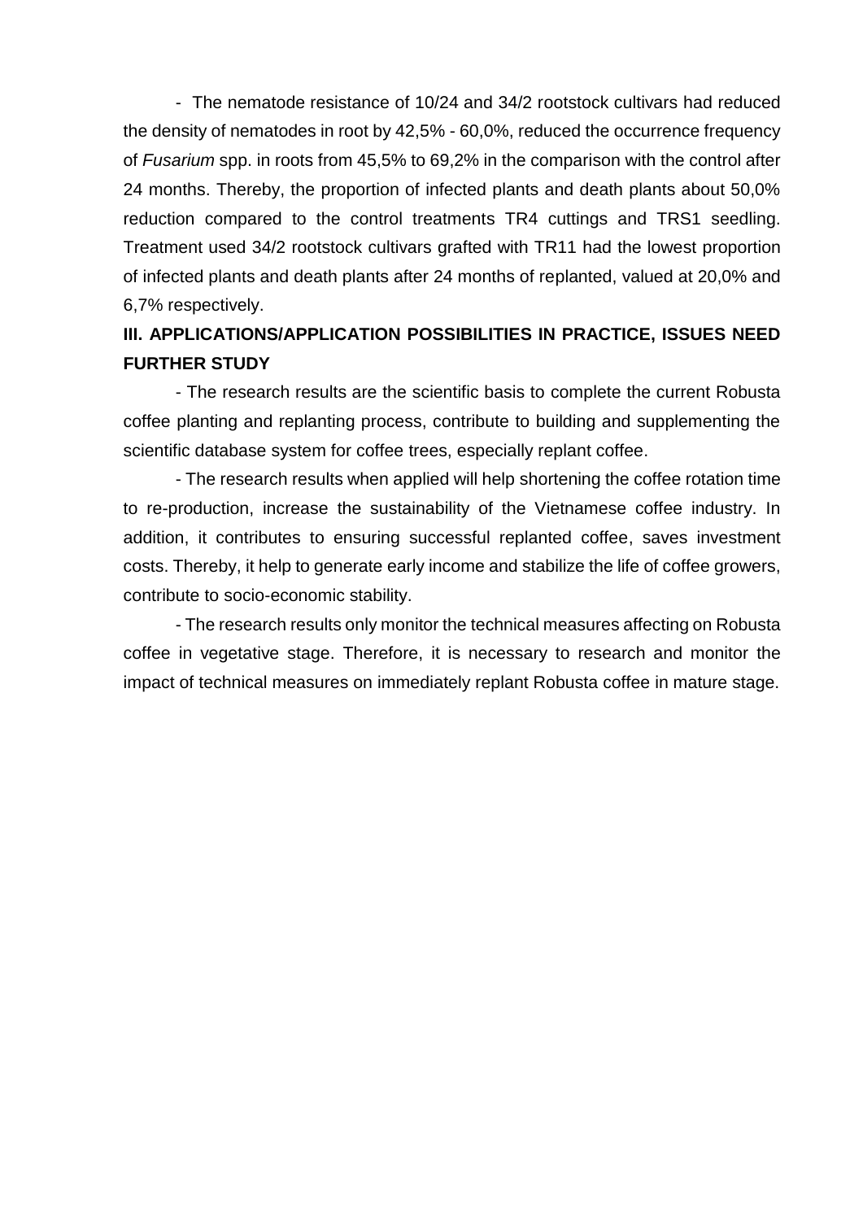- The nematode resistance of 10/24 and 34/2 rootstock cultivars had reduced the density of nematodes in root by 42,5% - 60,0%, reduced the occurrence frequency of *Fusarium* spp. in roots from 45,5% to 69,2% in the comparison with the control after 24 months. Thereby, the proportion of infected plants and death plants about 50,0% reduction compared to the control treatments TR4 cuttings and TRS1 seedling. Treatment used 34/2 rootstock cultivars grafted with TR11 had the lowest proportion of infected plants and death plants after 24 months of replanted, valued at 20,0% and 6,7% respectively.

## III. APPLICATIONS/APPLICATION POSSIBILITIES IN PRACTICE, ISSUES NEED FURTHER STUDY

- The research results are the scientific basis to complete the current Robusta coffee planting and replanting process, contribute to building and supplementing the scientific database system for coffee trees, especially replant coffee.

- The research results when applied will help shortening the coffee rotation time to re-production, increase the sustainability of the Vietnamese coffee industry. In addition, it contributes to ensuring successful replanted coffee, saves investment costs. Thereby, it help to generate early income and stabilize the life of coffee growers, contribute to socio-economic stability.

- The research results only monitor the technical measures affecting on Robusta coffee in vegetative stage. Therefore, it is necessary to research and monitor the impact of technical measures on immediately replant Robusta coffee in mature stage.